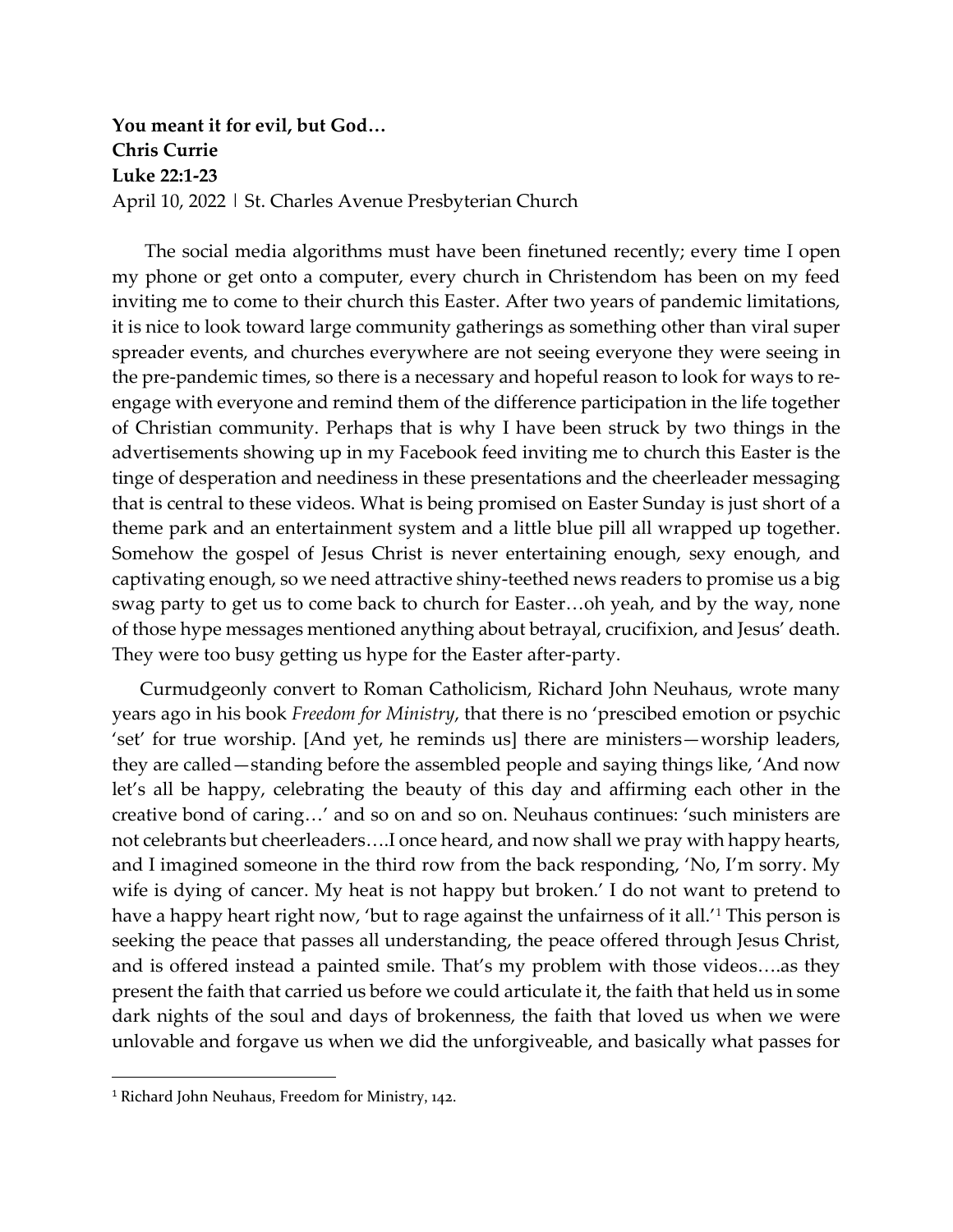**You meant it for evil, but God…**
**Chris Currie**
**Luke 22:1-23**
April 10, 2022 | St. Charles Avenue Presbyterian Church

The social media algorithms must have been finetuned recently; every time I open my phone or get onto a computer, every church in Christendom has been on my feed inviting me to come to their church this Easter. After two years of pandemic limitations, it is nice to look toward large community gatherings as something other than viral super spreader events, and churches everywhere are not seeing everyone they were seeing in the pre-pandemic times, so there is a necessary and hopeful reason to look for ways to re-engage with everyone and remind them of the difference participation in the life together of Christian community. Perhaps that is why I have been struck by two things in the advertisements showing up in my Facebook feed inviting me to church this Easter is the tinge of desperation and neediness in these presentations and the cheerleader messaging that is central to these videos. What is being promised on Easter Sunday is just short of a theme park and an entertainment system and a little blue pill all wrapped up together. Somehow the gospel of Jesus Christ is never entertaining enough, sexy enough, and captivating enough, so we need attractive shiny-teethed news readers to promise us a big swag party to get us to come back to church for Easter…oh yeah, and by the way, none of those hype messages mentioned anything about betrayal, crucifixion, and Jesus' death. They were too busy getting us hype for the Easter after-party.

Curmudgeonly convert to Roman Catholicism, Richard John Neuhaus, wrote many years ago in his book *Freedom for Ministry*, that there is no 'prescibed emotion or psychic 'set' for true worship. [And yet, he reminds us] there are ministers—worship leaders, they are called—standing before the assembled people and saying things like, 'And now let's all be happy, celebrating the beauty of this day and affirming each other in the creative bond of caring…' and so on and so on. Neuhaus continues: 'such ministers are not celebrants but cheerleaders….I once heard, and now shall we pray with happy hearts, and I imagined someone in the third row from the back responding, 'No, I'm sorry. My wife is dying of cancer. My heat is not happy but broken.' I do not want to pretend to have a happy heart right now, 'but to rage against the unfairness of it all.'[1] This person is seeking the peace that passes all understanding, the peace offered through Jesus Christ, and is offered instead a painted smile. That's my problem with those videos….as they present the faith that carried us before we could articulate it, the faith that held us in some dark nights of the soul and days of brokenness, the faith that loved us when we were unlovable and forgave us when we did the unforgiveable, and basically what passes for

---

[1] Richard John Neuhaus, Freedom for Ministry, 142.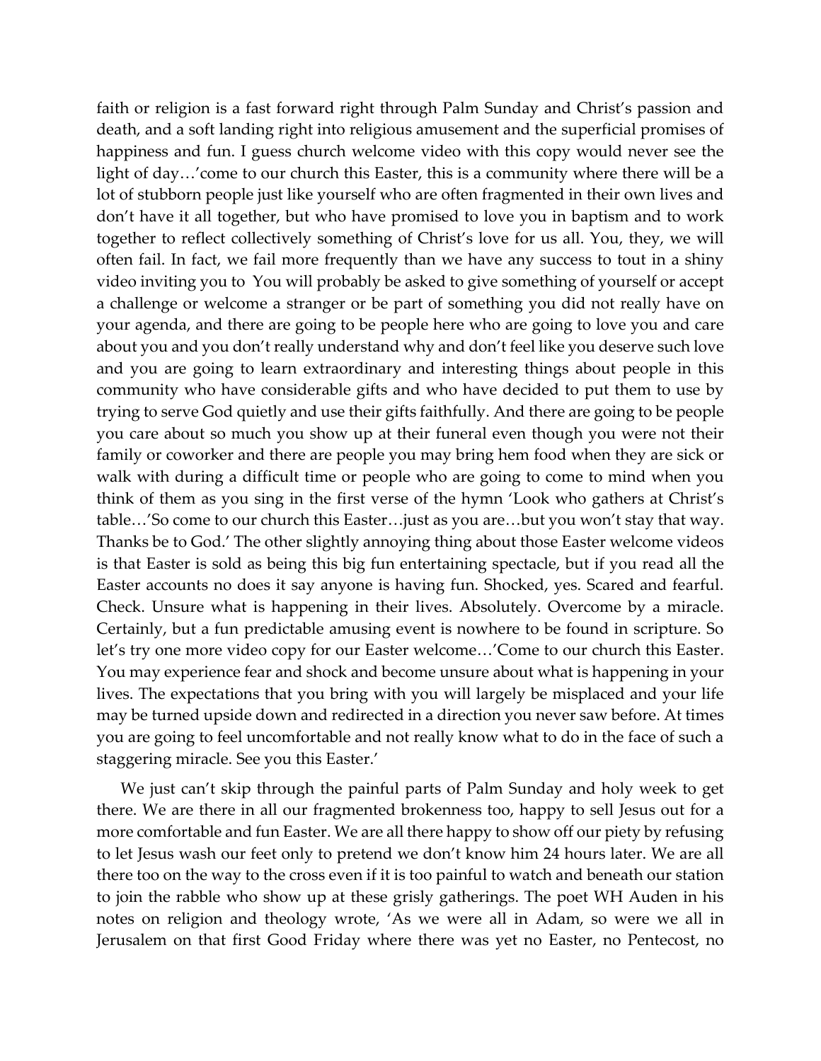faith or religion is a fast forward right through Palm Sunday and Christ's passion and death, and a soft landing right into religious amusement and the superficial promises of happiness and fun. I guess church welcome video with this copy would never see the light of day…'come to our church this Easter, this is a community where there will be a lot of stubborn people just like yourself who are often fragmented in their own lives and don't have it all together, but who have promised to love you in baptism and to work together to reflect collectively something of Christ's love for us all. You, they, we will often fail. In fact, we fail more frequently than we have any success to tout in a shiny video inviting you to  You will probably be asked to give something of yourself or accept a challenge or welcome a stranger or be part of something you did not really have on your agenda, and there are going to be people here who are going to love you and care about you and you don't really understand why and don't feel like you deserve such love and you are going to learn extraordinary and interesting things about people in this community who have considerable gifts and who have decided to put them to use by trying to serve God quietly and use their gifts faithfully. And there are going to be people you care about so much you show up at their funeral even though you were not their family or coworker and there are people you may bring hem food when they are sick or walk with during a difficult time or people who are going to come to mind when you think of them as you sing in the first verse of the hymn 'Look who gathers at Christ's table…'So come to our church this Easter…just as you are…but you won't stay that way. Thanks be to God.' The other slightly annoying thing about those Easter welcome videos is that Easter is sold as being this big fun entertaining spectacle, but if you read all the Easter accounts no does it say anyone is having fun. Shocked, yes. Scared and fearful. Check. Unsure what is happening in their lives. Absolutely. Overcome by a miracle. Certainly, but a fun predictable amusing event is nowhere to be found in scripture. So let's try one more video copy for our Easter welcome…'Come to our church this Easter. You may experience fear and shock and become unsure about what is happening in your lives. The expectations that you bring with you will largely be misplaced and your life may be turned upside down and redirected in a direction you never saw before. At times you are going to feel uncomfortable and not really know what to do in the face of such a staggering miracle. See you this Easter.'

We just can't skip through the painful parts of Palm Sunday and holy week to get there. We are there in all our fragmented brokenness too, happy to sell Jesus out for a more comfortable and fun Easter. We are all there happy to show off our piety by refusing to let Jesus wash our feet only to pretend we don't know him 24 hours later. We are all there too on the way to the cross even if it is too painful to watch and beneath our station to join the rabble who show up at these grisly gatherings. The poet WH Auden in his notes on religion and theology wrote, 'As we were all in Adam, so were we all in Jerusalem on that first Good Friday where there was yet no Easter, no Pentecost, no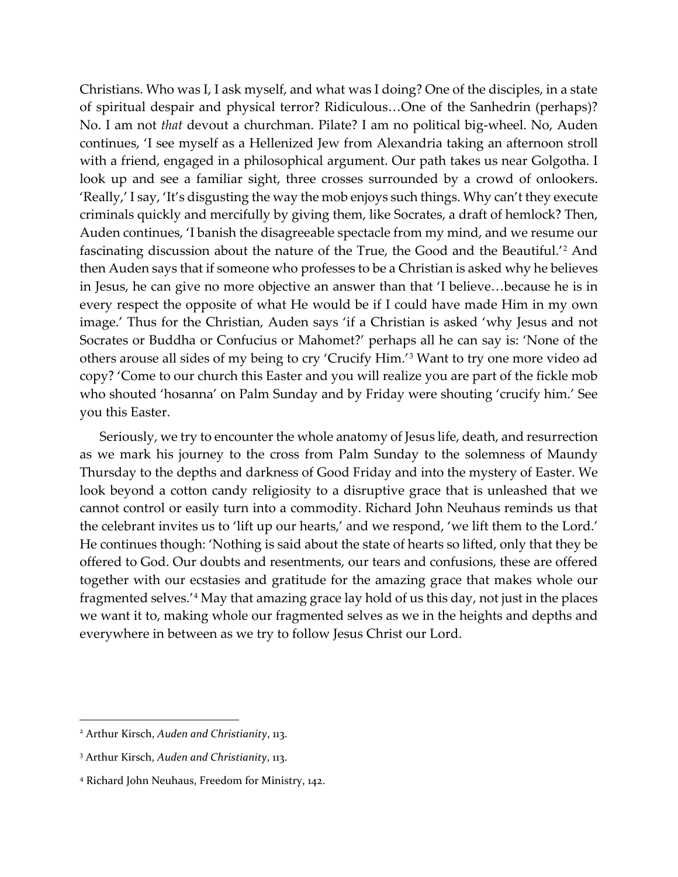Christians. Who was I, I ask myself, and what was I doing? One of the disciples, in a state of spiritual despair and physical terror? Ridiculous…One of the Sanhedrin (perhaps)? No. I am not *that* devout a churchman. Pilate? I am no political big-wheel. No, Auden continues, 'I see myself as a Hellenized Jew from Alexandria taking an afternoon stroll with a friend, engaged in a philosophical argument. Our path takes us near Golgotha. I look up and see a familiar sight, three crosses surrounded by a crowd of onlookers. 'Really,' I say, 'It's disgusting the way the mob enjoys such things. Why can't they execute criminals quickly and mercifully by giving them, like Socrates, a draft of hemlock? Then, Auden continues, 'I banish the disagreeable spectacle from my mind, and we resume our fascinating discussion about the nature of the True, the Good and the Beautiful.'[2] And then Auden says that if someone who professes to be a Christian is asked why he believes in Jesus, he can give no more objective an answer than that 'I believe…because he is in every respect the opposite of what He would be if I could have made Him in my own image.' Thus for the Christian, Auden says 'if a Christian is asked 'why Jesus and not Socrates or Buddha or Confucius or Mahomet?' perhaps all he can say is: 'None of the others arouse all sides of my being to cry 'Crucify Him.'[3] Want to try one more video ad copy? 'Come to our church this Easter and you will realize you are part of the fickle mob who shouted 'hosanna' on Palm Sunday and by Friday were shouting 'crucify him.' See you this Easter.

Seriously, we try to encounter the whole anatomy of Jesus life, death, and resurrection as we mark his journey to the cross from Palm Sunday to the solemness of Maundy Thursday to the depths and darkness of Good Friday and into the mystery of Easter. We look beyond a cotton candy religiosity to a disruptive grace that is unleashed that we cannot control or easily turn into a commodity. Richard John Neuhaus reminds us that the celebrant invites us to 'lift up our hearts,' and we respond, 'we lift them to the Lord.' He continues though: 'Nothing is said about the state of hearts so lifted, only that they be offered to God. Our doubts and resentments, our tears and confusions, these are offered together with our ecstasies and gratitude for the amazing grace that makes whole our fragmented selves.'[4] May that amazing grace lay hold of us this day, not just in the places we want it to, making whole our fragmented selves as we in the heights and depths and everywhere in between as we try to follow Jesus Christ our Lord.

---

[2] Arthur Kirsch, *Auden and Christianity*, 113.

[3] Arthur Kirsch, *Auden and Christianity*, 113.

[4] Richard John Neuhaus, Freedom for Ministry, 142.